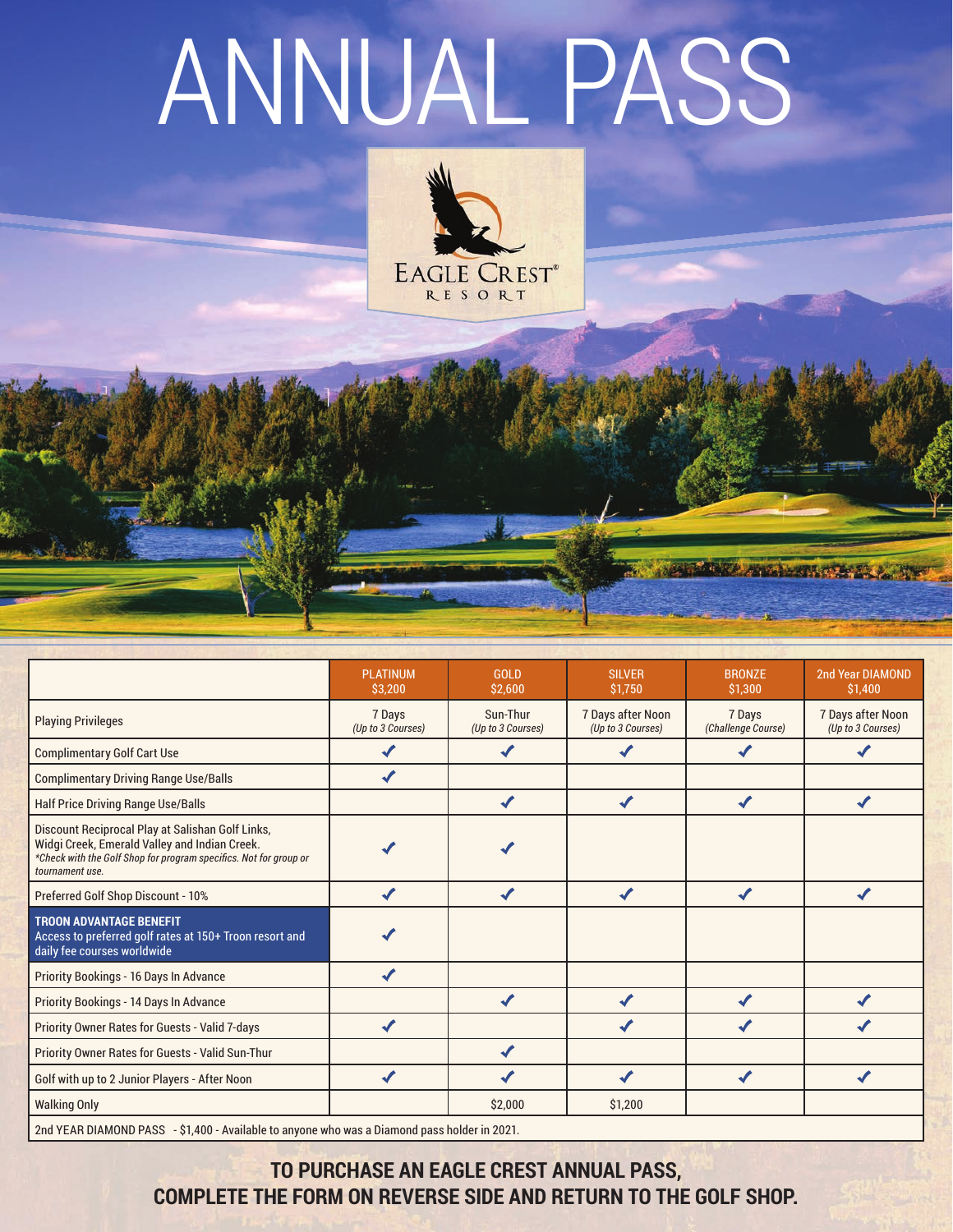# ANNUAL PASS

EAGLE CREST® RESORT

| | PLATINUM $3,200 | GOLD $2,600 | SILVER $1,750 | BRONZE $1,300 | 2nd Year DIAMOND $1,400 |
|---|---|---|---|---|---|
| Playing Privileges | 7 Days *(Up to 3 Courses)* | Sun-Thur *(Up to 3 Courses)* | 7 Days after Noon *(Up to 3 Courses)* | 7 Days *(Challenge Course)* | 7 Days after Noon *(Up to 3 Courses)* |
| Complimentary Golf Cart Use | ✓ | ✓ | ✓ | ✓ | ✓ |
| Complimentary Driving Range Use/Balls | ✓ | | | | |
| Half Price Driving Range Use/Balls | | ✓ | ✓ | ✓ | ✓ |
| Discount Reciprocal Play at Salishan Golf Links, Widgi Creek, Emerald Valley and Indian Creek. *\*Check with the Golf Shop for program specifics. Not for group or tournament use.* | ✓ | ✓ | | | |
| Preferred Golf Shop Discount - 10% | ✓ | ✓ | ✓ | ✓ | ✓ |
| **TROON ADVANTAGE BENEFIT** Access to preferred golf rates at 150+ Troon resort and daily fee courses worldwide | ✓ | | | | |
| Priority Bookings - 16 Days In Advance | ✓ | | | | |
| Priority Bookings - 14 Days In Advance | | ✓ | ✓ | ✓ | ✓ |
| Priority Owner Rates for Guests - Valid 7-days | ✓ | | ✓ | ✓ | ✓ |
| Priority Owner Rates for Guests - Valid Sun-Thur | | ✓ | | | |
| Golf with up to 2 Junior Players - After Noon | ✓ | ✓ | ✓ | ✓ | ✓ |
| Walking Only | | $2,000 | $1,200 | | |
| 2nd YEAR DIAMOND PASS - $1,400 - Available to anyone who was a Diamond pass holder in 2021. | | | | | |

**TO PURCHASE AN EAGLE CREST ANNUAL PASS, COMPLETE THE FORM ON REVERSE SIDE AND RETURN TO THE GOLF SHOP.**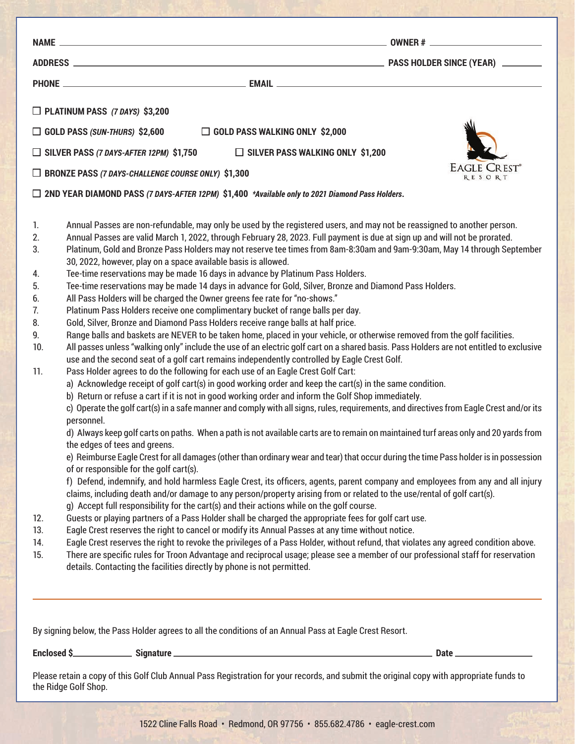**NAME** ______________________________ **OWNER #** ______________

**ADDRESS** ______________________________ **PASS HOLDER SINCE (YEAR)** ________

**PHONE** ______________________ **EMAIL** ______________________________

☐ **PLATINUM PASS** ***(7 DAYS)*** **$3,200**

☐ **GOLD PASS** ***(SUN-THURS)*** **$2,600** ☐ **GOLD PASS WALKING ONLY $2,000**

☐ **SILVER PASS** ***(7 DAYS-AFTER 12PM)*** **$1,750** ☐ **SILVER PASS WALKING ONLY $1,200**

☐ **BRONZE PASS** ***(7 DAYS-CHALLENGE COURSE ONLY)*** **$1,300**

☐ **2ND YEAR DIAMOND PASS** ***(7 DAYS-AFTER 12PM)*** **$1,400** ***\*Available only to 2021 Diamond Pass Holders.***

EAGLE CREST® RESORT

1. Annual Passes are non-refundable, may only be used by the registered users, and may not be reassigned to another person.
2. Annual Passes are valid March 1, 2022, through February 28, 2023. Full payment is due at sign up and will not be prorated.
3. Platinum, Gold and Bronze Pass Holders may not reserve tee times from 8am-8:30am and 9am-9:30am, May 14 through September 30, 2022, however, play on a space available basis is allowed.
4. Tee-time reservations may be made 16 days in advance by Platinum Pass Holders.
5. Tee-time reservations may be made 14 days in advance for Gold, Silver, Bronze and Diamond Pass Holders.
6. All Pass Holders will be charged the Owner greens fee rate for "no-shows."
7. Platinum Pass Holders receive one complimentary bucket of range balls per day.
8. Gold, Silver, Bronze and Diamond Pass Holders receive range balls at half price.
9. Range balls and baskets are NEVER to be taken home, placed in your vehicle, or otherwise removed from the golf facilities.
10. All passes unless "walking only" include the use of an electric golf cart on a shared basis. Pass Holders are not entitled to exclusive use and the second seat of a golf cart remains independently controlled by Eagle Crest Golf.
11. Pass Holder agrees to do the following for each use of an Eagle Crest Golf Cart:
    a) Acknowledge receipt of golf cart(s) in good working order and keep the cart(s) in the same condition.
    b) Return or refuse a cart if it is not in good working order and inform the Golf Shop immediately.
    c) Operate the golf cart(s) in a safe manner and comply with all signs, rules, requirements, and directives from Eagle Crest and/or its personnel.
    d) Always keep golf carts on paths. When a path is not available carts are to remain on maintained turf areas only and 20 yards from the edges of tees and greens.
    e) Reimburse Eagle Crest for all damages (other than ordinary wear and tear) that occur during the time Pass holder is in possession of or responsible for the golf cart(s).
    f) Defend, indemnify, and hold harmless Eagle Crest, its officers, agents, parent company and employees from any and all injury claims, including death and/or damage to any person/property arising from or related to the use/rental of golf cart(s).
    g) Accept full responsibility for the cart(s) and their actions while on the golf course.
12. Guests or playing partners of a Pass Holder shall be charged the appropriate fees for golf cart use.
13. Eagle Crest reserves the right to cancel or modify its Annual Passes at any time without notice.
14. Eagle Crest reserves the right to revoke the privileges of a Pass Holder, without refund, that violates any agreed condition above.
15. There are specific rules for Troon Advantage and reciprocal usage; please see a member of our professional staff for reservation details. Contacting the facilities directly by phone is not permitted.

---

By signing below, the Pass Holder agrees to all the conditions of an Annual Pass at Eagle Crest Resort.

**Enclosed $**____________ **Signature** ______________________________ **Date** ______________

Please retain a copy of this Golf Club Annual Pass Registration for your records, and submit the original copy with appropriate funds to the Ridge Golf Shop.

1522 Cline Falls Road • Redmond, OR 97756 • 855.682.4786 • eagle-crest.com